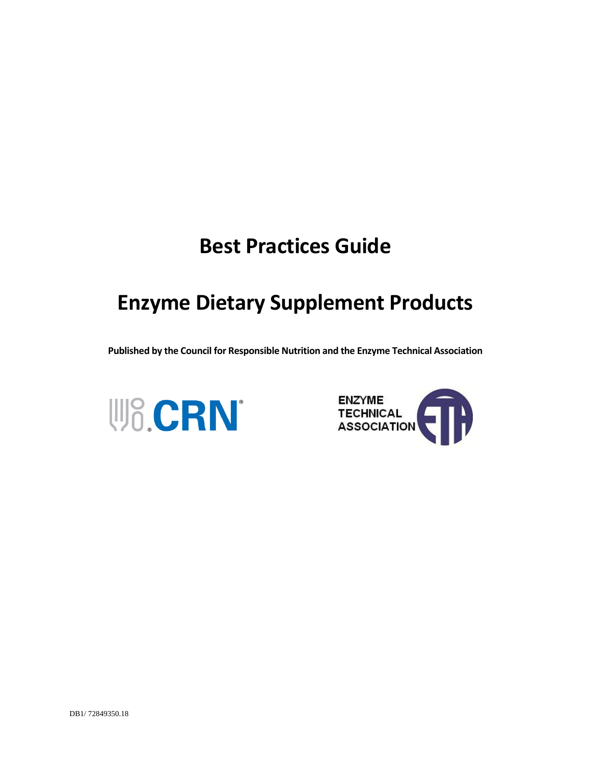# Best Practices Guide

# Enzyme Dietary Supplement Products

**Published by the Council for Responsible Nutrition and the Enzyme Technical Association**

CRN

ENZYME TECHNICAL ASSOCIATION

DB1/ 72849350.18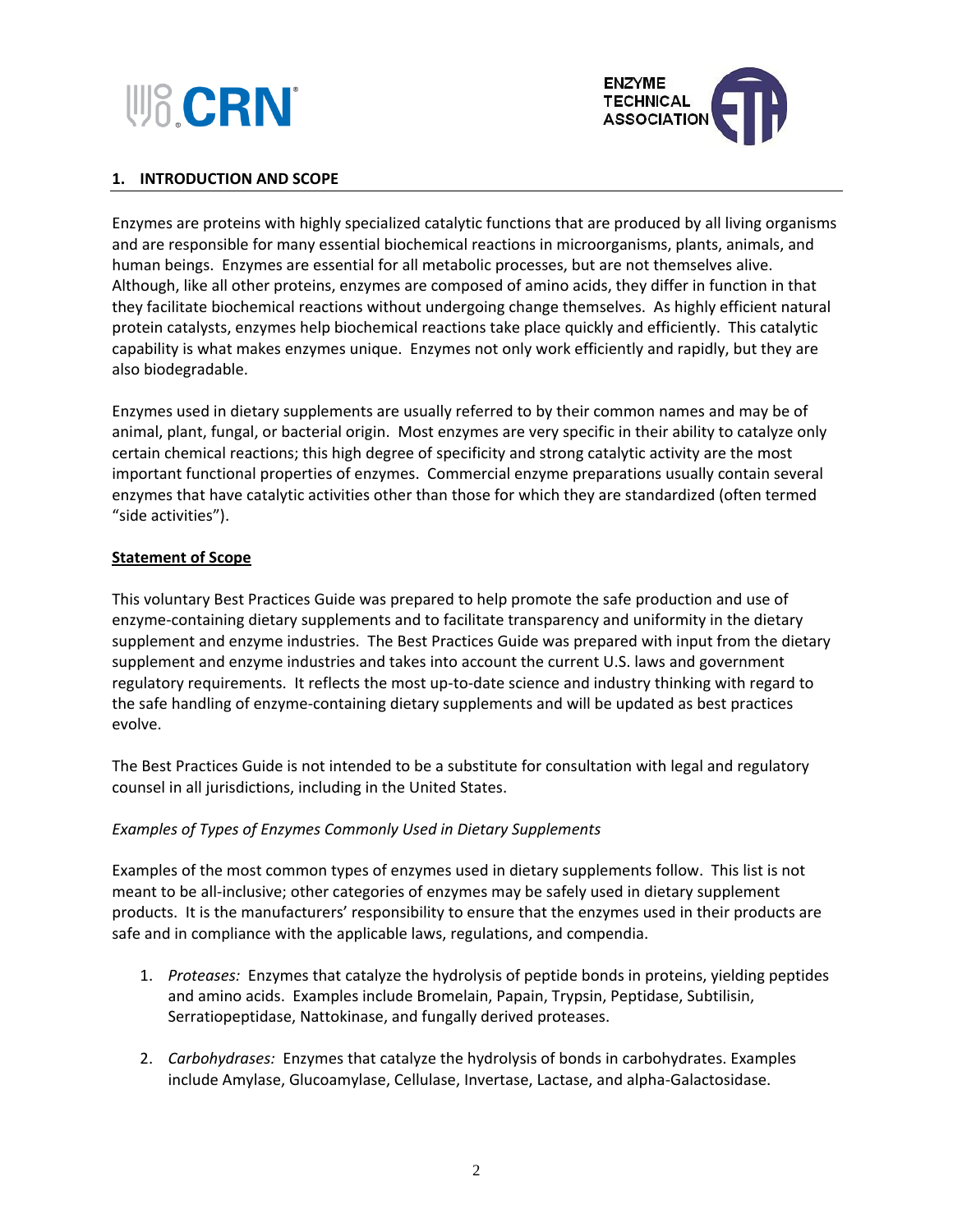## 1. INTRODUCTION AND SCOPE

Enzymes are proteins with highly specialized catalytic functions that are produced by all living organisms and are responsible for many essential biochemical reactions in microorganisms, plants, animals, and human beings. Enzymes are essential for all metabolic processes, but are not themselves alive. Although, like all other proteins, enzymes are composed of amino acids, they differ in function in that they facilitate biochemical reactions without undergoing change themselves. As highly efficient natural protein catalysts, enzymes help biochemical reactions take place quickly and efficiently. This catalytic capability is what makes enzymes unique. Enzymes not only work efficiently and rapidly, but they are also biodegradable.

Enzymes used in dietary supplements are usually referred to by their common names and may be of animal, plant, fungal, or bacterial origin. Most enzymes are very specific in their ability to catalyze only certain chemical reactions; this high degree of specificity and strong catalytic activity are the most important functional properties of enzymes. Commercial enzyme preparations usually contain several enzymes that have catalytic activities other than those for which they are standardized (often termed "side activities").

### Statement of Scope

This voluntary Best Practices Guide was prepared to help promote the safe production and use of enzyme-containing dietary supplements and to facilitate transparency and uniformity in the dietary supplement and enzyme industries. The Best Practices Guide was prepared with input from the dietary supplement and enzyme industries and takes into account the current U.S. laws and government regulatory requirements. It reflects the most up-to-date science and industry thinking with regard to the safe handling of enzyme-containing dietary supplements and will be updated as best practices evolve.

The Best Practices Guide is not intended to be a substitute for consultation with legal and regulatory counsel in all jurisdictions, including in the United States.

*Examples of Types of Enzymes Commonly Used in Dietary Supplements*

Examples of the most common types of enzymes used in dietary supplements follow. This list is not meant to be all-inclusive; other categories of enzymes may be safely used in dietary supplement products. It is the manufacturers' responsibility to ensure that the enzymes used in their products are safe and in compliance with the applicable laws, regulations, and compendia.

1. *Proteases:* Enzymes that catalyze the hydrolysis of peptide bonds in proteins, yielding peptides and amino acids. Examples include Bromelain, Papain, Trypsin, Peptidase, Subtilisin, Serratiopeptidase, Nattokinase, and fungally derived proteases.
2. *Carbohydrases:* Enzymes that catalyze the hydrolysis of bonds in carbohydrates. Examples include Amylase, Glucoamylase, Cellulase, Invertase, Lactase, and alpha-Galactosidase.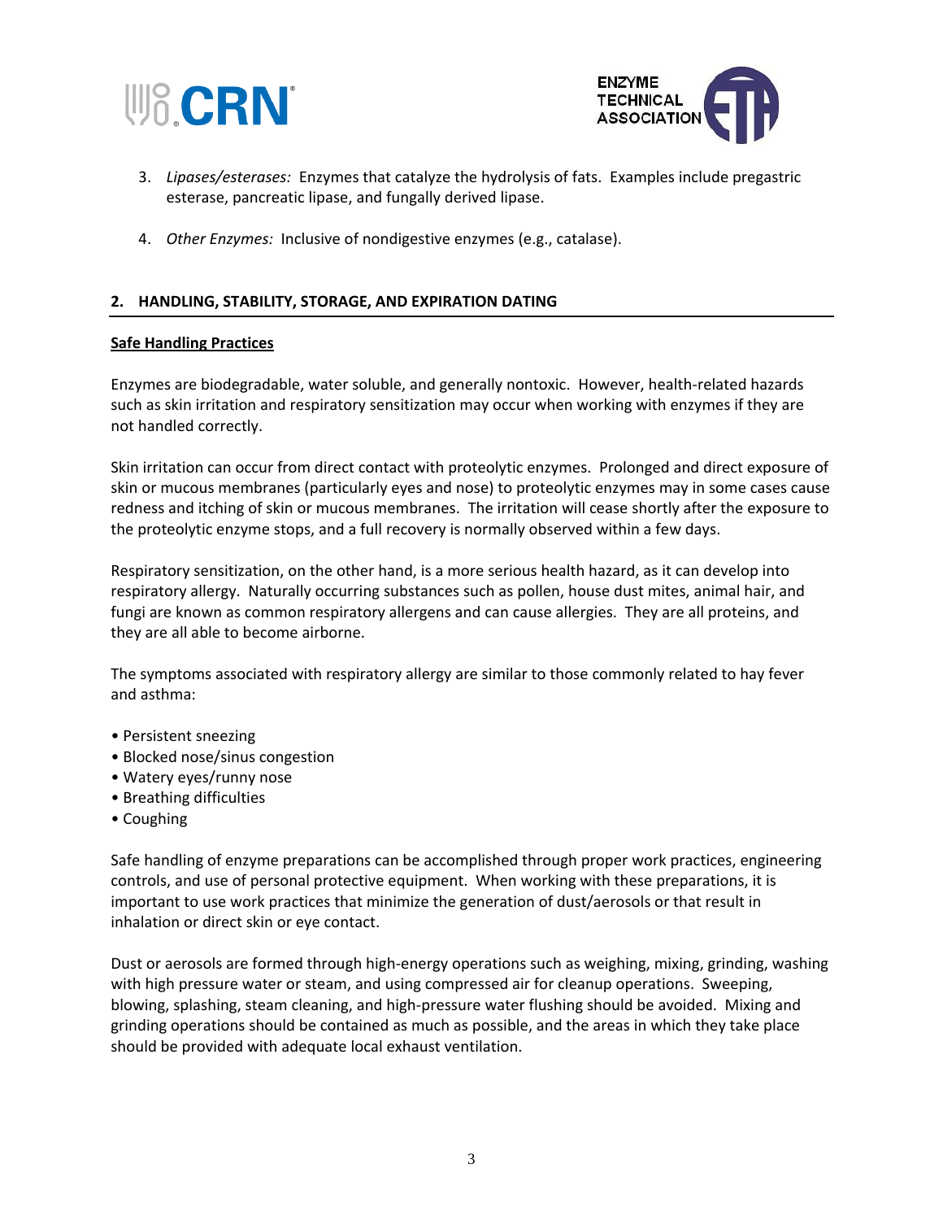3. *Lipases/esterases:* Enzymes that catalyze the hydrolysis of fats. Examples include pregastric esterase, pancreatic lipase, and fungally derived lipase.

4. *Other Enzymes:* Inclusive of nondigestive enzymes (e.g., catalase).

## 2. HANDLING, STABILITY, STORAGE, AND EXPIRATION DATING

### Safe Handling Practices

Enzymes are biodegradable, water soluble, and generally nontoxic. However, health-related hazards such as skin irritation and respiratory sensitization may occur when working with enzymes if they are not handled correctly.

Skin irritation can occur from direct contact with proteolytic enzymes. Prolonged and direct exposure of skin or mucous membranes (particularly eyes and nose) to proteolytic enzymes may in some cases cause redness and itching of skin or mucous membranes. The irritation will cease shortly after the exposure to the proteolytic enzyme stops, and a full recovery is normally observed within a few days.

Respiratory sensitization, on the other hand, is a more serious health hazard, as it can develop into respiratory allergy. Naturally occurring substances such as pollen, house dust mites, animal hair, and fungi are known as common respiratory allergens and can cause allergies. They are all proteins, and they are all able to become airborne.

The symptoms associated with respiratory allergy are similar to those commonly related to hay fever and asthma:

- Persistent sneezing
- Blocked nose/sinus congestion
- Watery eyes/runny nose
- Breathing difficulties
- Coughing

Safe handling of enzyme preparations can be accomplished through proper work practices, engineering controls, and use of personal protective equipment. When working with these preparations, it is important to use work practices that minimize the generation of dust/aerosols or that result in inhalation or direct skin or eye contact.

Dust or aerosols are formed through high-energy operations such as weighing, mixing, grinding, washing with high pressure water or steam, and using compressed air for cleanup operations. Sweeping, blowing, splashing, steam cleaning, and high-pressure water flushing should be avoided. Mixing and grinding operations should be contained as much as possible, and the areas in which they take place should be provided with adequate local exhaust ventilation.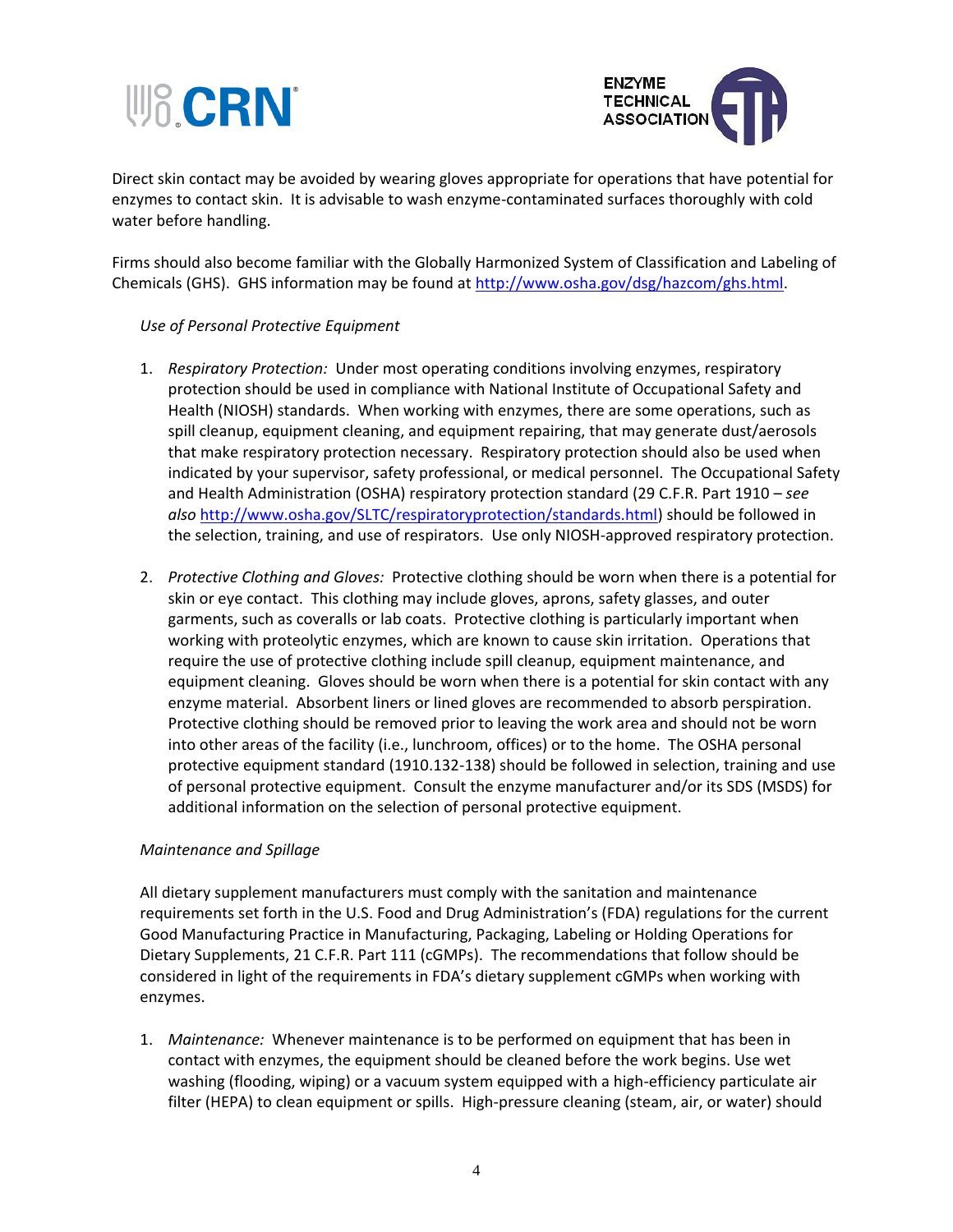Direct skin contact may be avoided by wearing gloves appropriate for operations that have potential for enzymes to contact skin. It is advisable to wash enzyme-contaminated surfaces thoroughly with cold water before handling.

Firms should also become familiar with the Globally Harmonized System of Classification and Labeling of Chemicals (GHS). GHS information may be found at http://www.osha.gov/dsg/hazcom/ghs.html.

*Use of Personal Protective Equipment*

1. *Respiratory Protection:* Under most operating conditions involving enzymes, respiratory protection should be used in compliance with National Institute of Occupational Safety and Health (NIOSH) standards. When working with enzymes, there are some operations, such as spill cleanup, equipment cleaning, and equipment repairing, that may generate dust/aerosols that make respiratory protection necessary. Respiratory protection should also be used when indicated by your supervisor, safety professional, or medical personnel. The Occupational Safety and Health Administration (OSHA) respiratory protection standard (29 C.F.R. Part 1910 – *see also* http://www.osha.gov/SLTC/respiratoryprotection/standards.html) should be followed in the selection, training, and use of respirators. Use only NIOSH-approved respiratory protection.

2. *Protective Clothing and Gloves:* Protective clothing should be worn when there is a potential for skin or eye contact. This clothing may include gloves, aprons, safety glasses, and outer garments, such as coveralls or lab coats. Protective clothing is particularly important when working with proteolytic enzymes, which are known to cause skin irritation. Operations that require the use of protective clothing include spill cleanup, equipment maintenance, and equipment cleaning. Gloves should be worn when there is a potential for skin contact with any enzyme material. Absorbent liners or lined gloves are recommended to absorb perspiration. Protective clothing should be removed prior to leaving the work area and should not be worn into other areas of the facility (i.e., lunchroom, offices) or to the home. The OSHA personal protective equipment standard (1910.132-138) should be followed in selection, training and use of personal protective equipment. Consult the enzyme manufacturer and/or its SDS (MSDS) for additional information on the selection of personal protective equipment.

*Maintenance and Spillage*

All dietary supplement manufacturers must comply with the sanitation and maintenance requirements set forth in the U.S. Food and Drug Administration's (FDA) regulations for the current Good Manufacturing Practice in Manufacturing, Packaging, Labeling or Holding Operations for Dietary Supplements, 21 C.F.R. Part 111 (cGMPs). The recommendations that follow should be considered in light of the requirements in FDA's dietary supplement cGMPs when working with enzymes.

1. *Maintenance:* Whenever maintenance is to be performed on equipment that has been in contact with enzymes, the equipment should be cleaned before the work begins. Use wet washing (flooding, wiping) or a vacuum system equipped with a high-efficiency particulate air filter (HEPA) to clean equipment or spills. High-pressure cleaning (steam, air, or water) should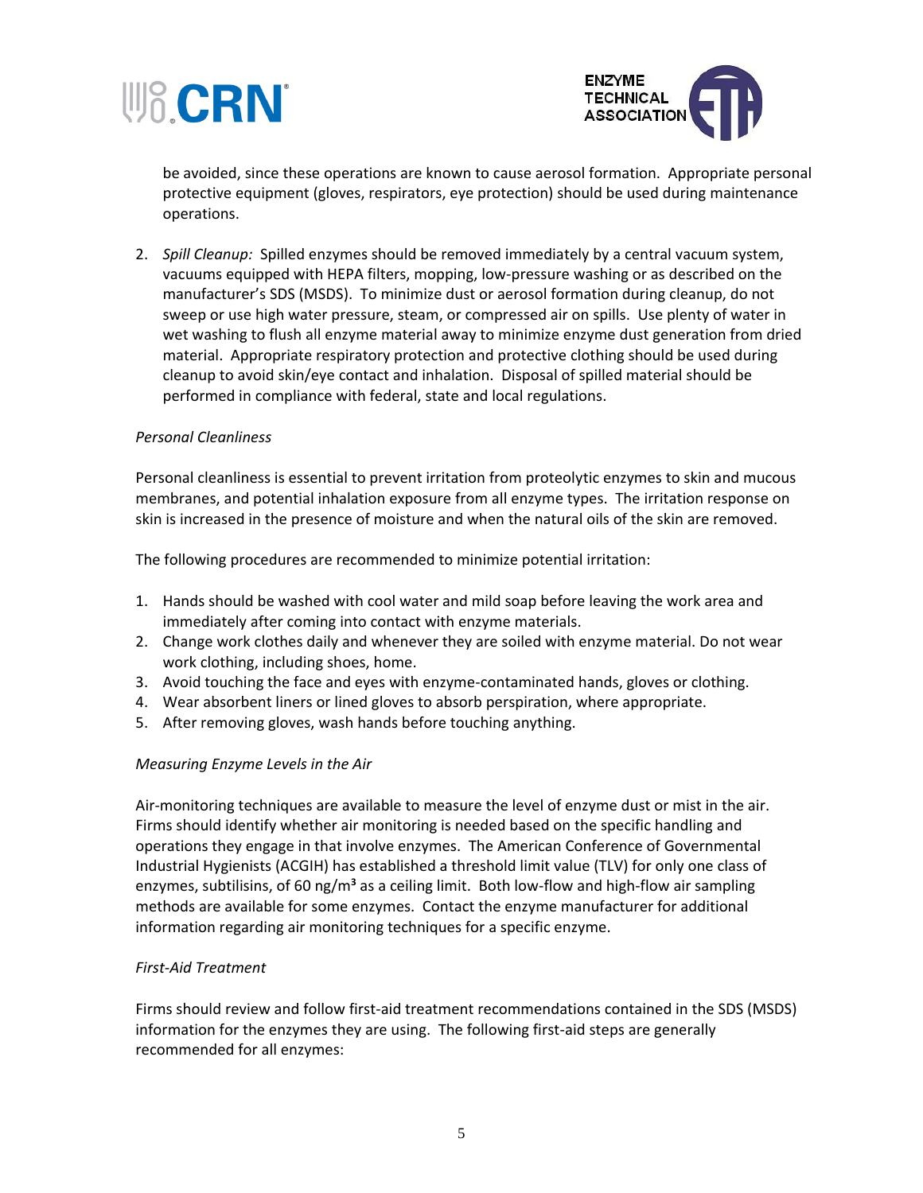be avoided, since these operations are known to cause aerosol formation. Appropriate personal protective equipment (gloves, respirators, eye protection) should be used during maintenance operations.

2. *Spill Cleanup:* Spilled enzymes should be removed immediately by a central vacuum system, vacuums equipped with HEPA filters, mopping, low-pressure washing or as described on the manufacturer's SDS (MSDS). To minimize dust or aerosol formation during cleanup, do not sweep or use high water pressure, steam, or compressed air on spills. Use plenty of water in wet washing to flush all enzyme material away to minimize enzyme dust generation from dried material. Appropriate respiratory protection and protective clothing should be used during cleanup to avoid skin/eye contact and inhalation. Disposal of spilled material should be performed in compliance with federal, state and local regulations.

*Personal Cleanliness*

Personal cleanliness is essential to prevent irritation from proteolytic enzymes to skin and mucous membranes, and potential inhalation exposure from all enzyme types. The irritation response on skin is increased in the presence of moisture and when the natural oils of the skin are removed.

The following procedures are recommended to minimize potential irritation:

1. Hands should be washed with cool water and mild soap before leaving the work area and immediately after coming into contact with enzyme materials.
2. Change work clothes daily and whenever they are soiled with enzyme material. Do not wear work clothing, including shoes, home.
3. Avoid touching the face and eyes with enzyme-contaminated hands, gloves or clothing.
4. Wear absorbent liners or lined gloves to absorb perspiration, where appropriate.
5. After removing gloves, wash hands before touching anything.

*Measuring Enzyme Levels in the Air*

Air-monitoring techniques are available to measure the level of enzyme dust or mist in the air. Firms should identify whether air monitoring is needed based on the specific handling and operations they engage in that involve enzymes. The American Conference of Governmental Industrial Hygienists (ACGIH) has established a threshold limit value (TLV) for only one class of enzymes, subtilisins, of 60 ng/m$^3$ as a ceiling limit. Both low-flow and high-flow air sampling methods are available for some enzymes. Contact the enzyme manufacturer for additional information regarding air monitoring techniques for a specific enzyme.

*First-Aid Treatment*

Firms should review and follow first-aid treatment recommendations contained in the SDS (MSDS) information for the enzymes they are using. The following first-aid steps are generally recommended for all enzymes: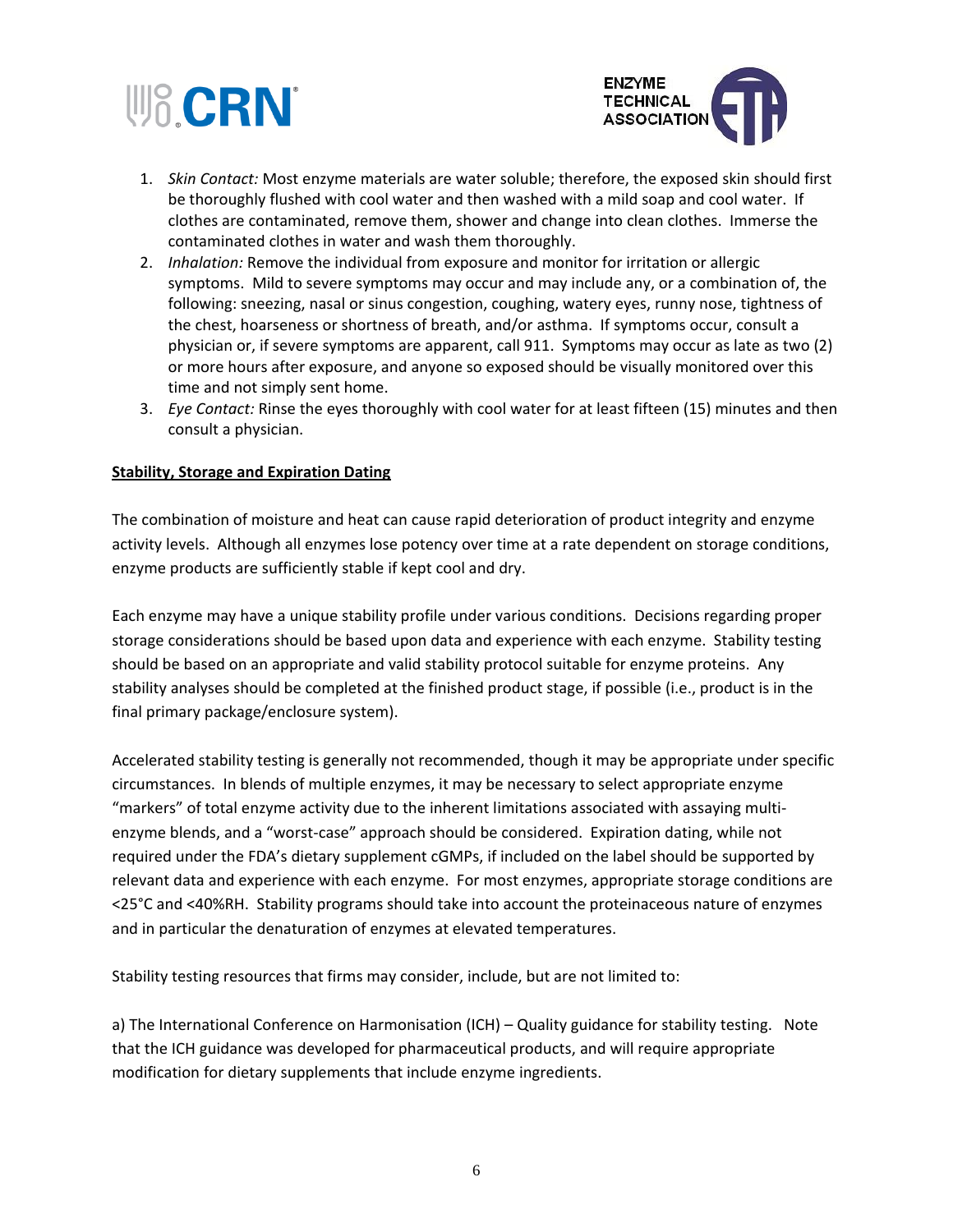1. *Skin Contact:* Most enzyme materials are water soluble; therefore, the exposed skin should first be thoroughly flushed with cool water and then washed with a mild soap and cool water. If clothes are contaminated, remove them, shower and change into clean clothes. Immerse the contaminated clothes in water and wash them thoroughly.
2. *Inhalation:* Remove the individual from exposure and monitor for irritation or allergic symptoms. Mild to severe symptoms may occur and may include any, or a combination of, the following: sneezing, nasal or sinus congestion, coughing, watery eyes, runny nose, tightness of the chest, hoarseness or shortness of breath, and/or asthma. If symptoms occur, consult a physician or, if severe symptoms are apparent, call 911. Symptoms may occur as late as two (2) or more hours after exposure, and anyone so exposed should be visually monitored over this time and not simply sent home.
3. *Eye Contact:* Rinse the eyes thoroughly with cool water for at least fifteen (15) minutes and then consult a physician.

**Stability, Storage and Expiration Dating**

The combination of moisture and heat can cause rapid deterioration of product integrity and enzyme activity levels. Although all enzymes lose potency over time at a rate dependent on storage conditions, enzyme products are sufficiently stable if kept cool and dry.

Each enzyme may have a unique stability profile under various conditions. Decisions regarding proper storage considerations should be based upon data and experience with each enzyme. Stability testing should be based on an appropriate and valid stability protocol suitable for enzyme proteins. Any stability analyses should be completed at the finished product stage, if possible (i.e., product is in the final primary package/enclosure system).

Accelerated stability testing is generally not recommended, though it may be appropriate under specific circumstances. In blends of multiple enzymes, it may be necessary to select appropriate enzyme "markers" of total enzyme activity due to the inherent limitations associated with assaying multi-enzyme blends, and a "worst-case" approach should be considered. Expiration dating, while not required under the FDA's dietary supplement cGMPs, if included on the label should be supported by relevant data and experience with each enzyme. For most enzymes, appropriate storage conditions are <25°C and <40%RH. Stability programs should take into account the proteinaceous nature of enzymes and in particular the denaturation of enzymes at elevated temperatures.

Stability testing resources that firms may consider, include, but are not limited to:

a) The International Conference on Harmonisation (ICH) – Quality guidance for stability testing. Note that the ICH guidance was developed for pharmaceutical products, and will require appropriate modification for dietary supplements that include enzyme ingredients.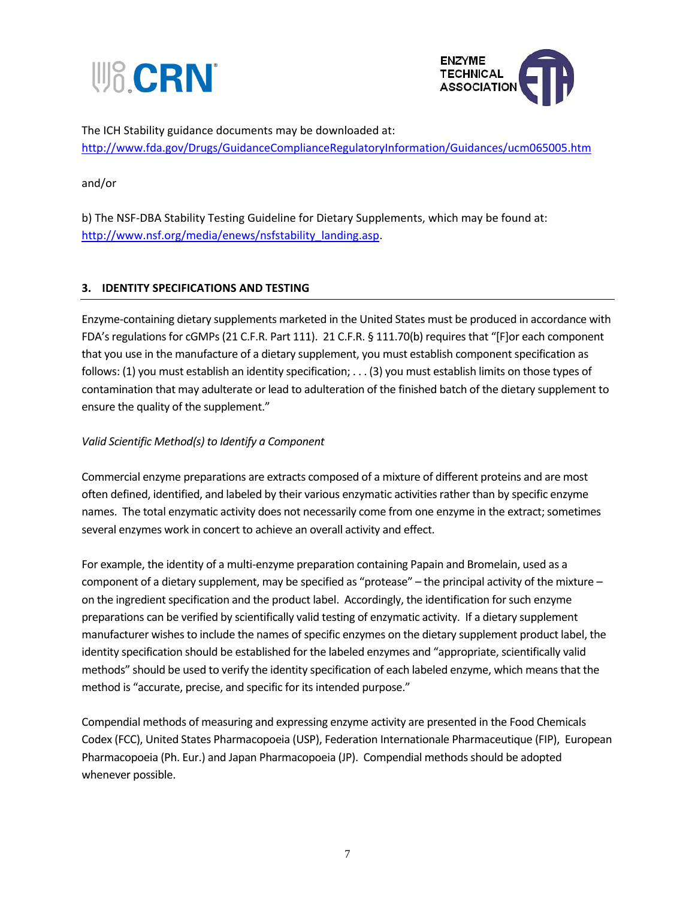The ICH Stability guidance documents may be downloaded at:
[http://www.fda.gov/Drugs/GuidanceComplianceRegulatoryInformation/Guidances/ucm065005.htm](http://www.fda.gov/Drugs/GuidanceComplianceRegulatoryInformation/Guidances/ucm065005.htm)

and/or

b) The NSF-DBA Stability Testing Guideline for Dietary Supplements, which may be found at: [http://www.nsf.org/media/enews/nsfstability_landing.asp](http://www.nsf.org/media/enews/nsfstability_landing.asp).

## 3. IDENTITY SPECIFICATIONS AND TESTING

Enzyme-containing dietary supplements marketed in the United States must be produced in accordance with FDA's regulations for cGMPs (21 C.F.R. Part 111). 21 C.F.R. § 111.70(b) requires that "[F]or each component that you use in the manufacture of a dietary supplement, you must establish component specification as follows: (1) you must establish an identity specification; . . . (3) you must establish limits on those types of contamination that may adulterate or lead to adulteration of the finished batch of the dietary supplement to ensure the quality of the supplement."

*Valid Scientific Method(s) to Identify a Component*

Commercial enzyme preparations are extracts composed of a mixture of different proteins and are most often defined, identified, and labeled by their various enzymatic activities rather than by specific enzyme names. The total enzymatic activity does not necessarily come from one enzyme in the extract; sometimes several enzymes work in concert to achieve an overall activity and effect.

For example, the identity of a multi-enzyme preparation containing Papain and Bromelain, used as a component of a dietary supplement, may be specified as "protease" – the principal activity of the mixture – on the ingredient specification and the product label. Accordingly, the identification for such enzyme preparations can be verified by scientifically valid testing of enzymatic activity. If a dietary supplement manufacturer wishes to include the names of specific enzymes on the dietary supplement product label, the identity specification should be established for the labeled enzymes and "appropriate, scientifically valid methods" should be used to verify the identity specification of each labeled enzyme, which means that the method is "accurate, precise, and specific for its intended purpose."

Compendial methods of measuring and expressing enzyme activity are presented in the Food Chemicals Codex (FCC), United States Pharmacopoeia (USP), Federation Internationale Pharmaceutique (FIP), European Pharmacopoeia (Ph. Eur.) and Japan Pharmacopoeia (JP). Compendial methods should be adopted whenever possible.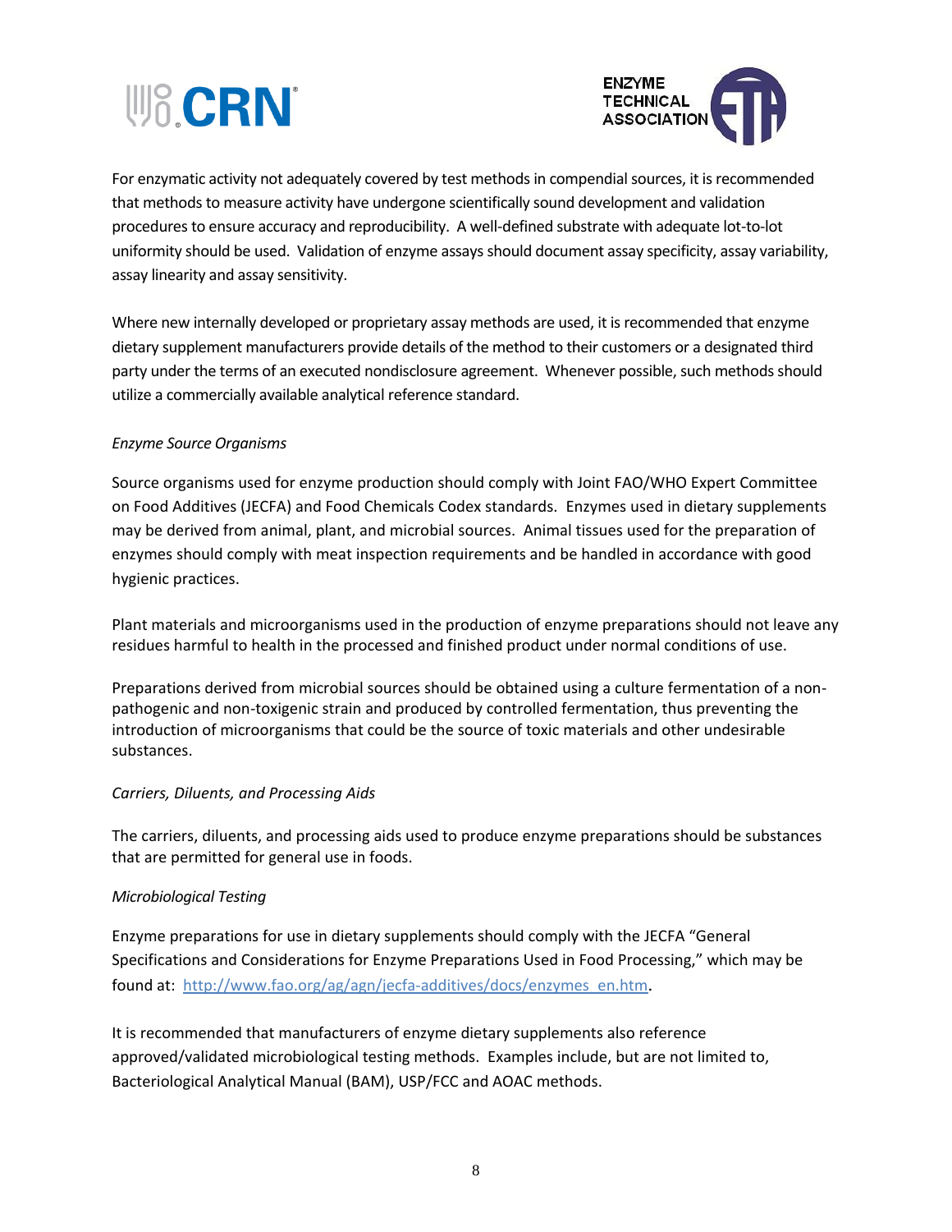For enzymatic activity not adequately covered by test methods in compendial sources, it is recommended that methods to measure activity have undergone scientifically sound development and validation procedures to ensure accuracy and reproducibility. A well-defined substrate with adequate lot-to-lot uniformity should be used. Validation of enzyme assays should document assay specificity, assay variability, assay linearity and assay sensitivity.

Where new internally developed or proprietary assay methods are used, it is recommended that enzyme dietary supplement manufacturers provide details of the method to their customers or a designated third party under the terms of an executed nondisclosure agreement. Whenever possible, such methods should utilize a commercially available analytical reference standard.

*Enzyme Source Organisms*

Source organisms used for enzyme production should comply with Joint FAO/WHO Expert Committee on Food Additives (JECFA) and Food Chemicals Codex standards. Enzymes used in dietary supplements may be derived from animal, plant, and microbial sources. Animal tissues used for the preparation of enzymes should comply with meat inspection requirements and be handled in accordance with good hygienic practices.

Plant materials and microorganisms used in the production of enzyme preparations should not leave any residues harmful to health in the processed and finished product under normal conditions of use.

Preparations derived from microbial sources should be obtained using a culture fermentation of a non-pathogenic and non-toxigenic strain and produced by controlled fermentation, thus preventing the introduction of microorganisms that could be the source of toxic materials and other undesirable substances.

*Carriers, Diluents, and Processing Aids*

The carriers, diluents, and processing aids used to produce enzyme preparations should be substances that are permitted for general use in foods.

*Microbiological Testing*

Enzyme preparations for use in dietary supplements should comply with the JECFA "General Specifications and Considerations for Enzyme Preparations Used in Food Processing," which may be found at: http://www.fao.org/ag/agn/jecfa-additives/docs/enzymes_en.htm.

It is recommended that manufacturers of enzyme dietary supplements also reference approved/validated microbiological testing methods. Examples include, but are not limited to, Bacteriological Analytical Manual (BAM), USP/FCC and AOAC methods.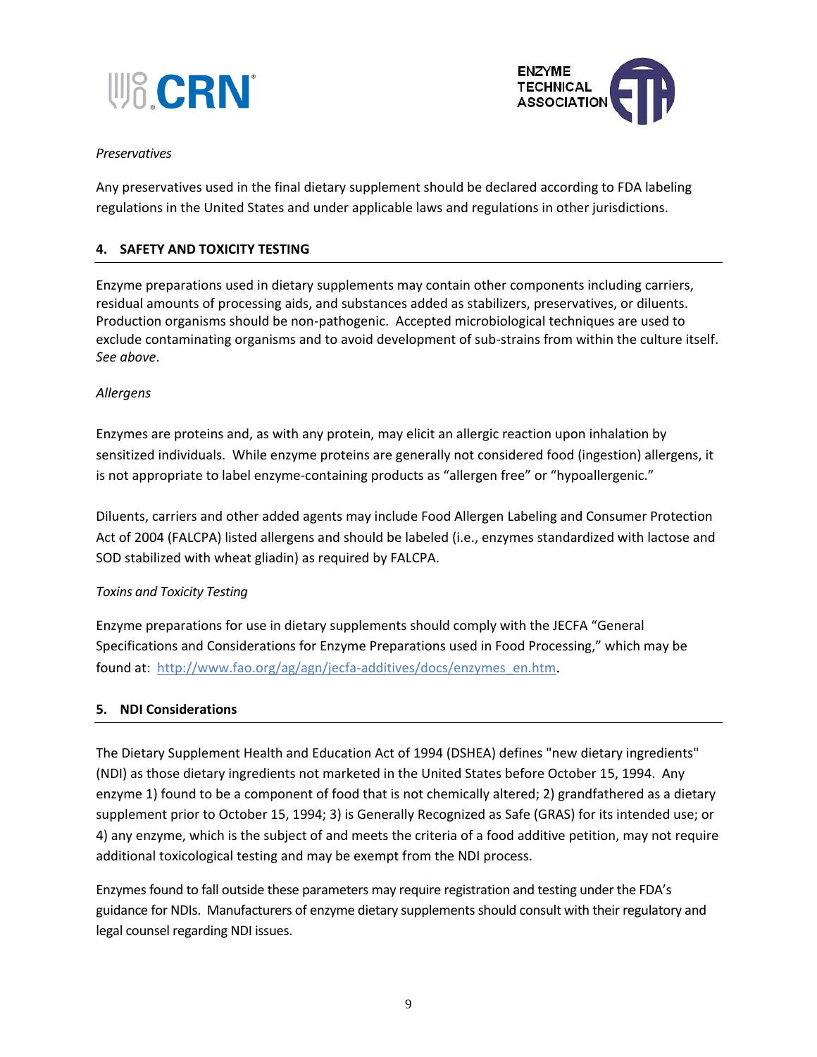*Preservatives*

Any preservatives used in the final dietary supplement should be declared according to FDA labeling regulations in the United States and under applicable laws and regulations in other jurisdictions.

## 4. SAFETY AND TOXICITY TESTING

Enzyme preparations used in dietary supplements may contain other components including carriers, residual amounts of processing aids, and substances added as stabilizers, preservatives, or diluents. Production organisms should be non-pathogenic. Accepted microbiological techniques are used to exclude contaminating organisms and to avoid development of sub-strains from within the culture itself. *See above*.

*Allergens*

Enzymes are proteins and, as with any protein, may elicit an allergic reaction upon inhalation by sensitized individuals. While enzyme proteins are generally not considered food (ingestion) allergens, it is not appropriate to label enzyme-containing products as "allergen free" or "hypoallergenic."

Diluents, carriers and other added agents may include Food Allergen Labeling and Consumer Protection Act of 2004 (FALCPA) listed allergens and should be labeled (i.e., enzymes standardized with lactose and SOD stabilized with wheat gliadin) as required by FALCPA.

*Toxins and Toxicity Testing*

Enzyme preparations for use in dietary supplements should comply with the JECFA "General Specifications and Considerations for Enzyme Preparations used in Food Processing," which may be found at: http://www.fao.org/ag/agn/jecfa-additives/docs/enzymes_en.htm.

## 5. NDI Considerations

The Dietary Supplement Health and Education Act of 1994 (DSHEA) defines "new dietary ingredients" (NDI) as those dietary ingredients not marketed in the United States before October 15, 1994. Any enzyme 1) found to be a component of food that is not chemically altered; 2) grandfathered as a dietary supplement prior to October 15, 1994; 3) is Generally Recognized as Safe (GRAS) for its intended use; or 4) any enzyme, which is the subject of and meets the criteria of a food additive petition, may not require additional toxicological testing and may be exempt from the NDI process.

Enzymes found to fall outside these parameters may require registration and testing under the FDA's guidance for NDIs. Manufacturers of enzyme dietary supplements should consult with their regulatory and legal counsel regarding NDI issues.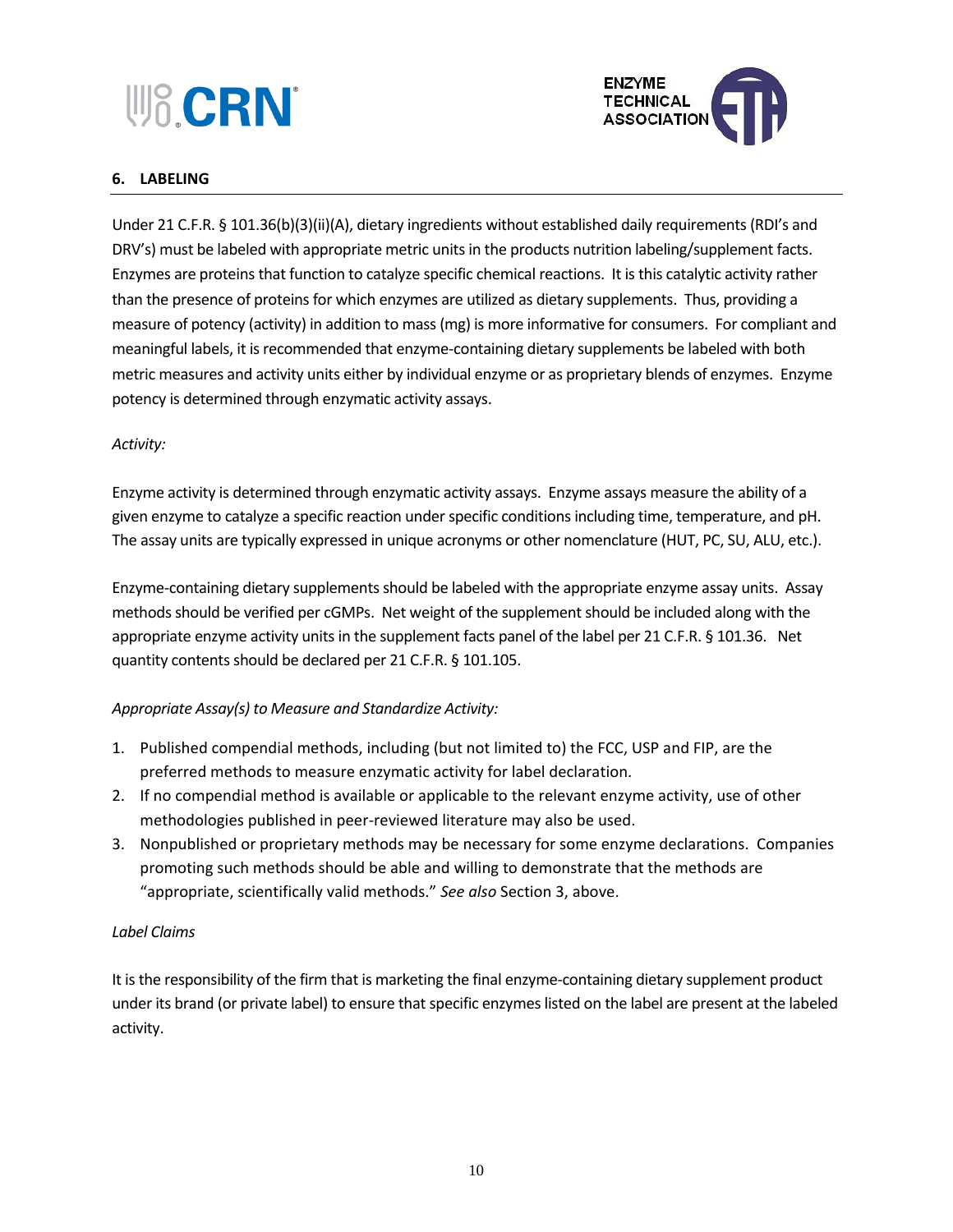## 6. LABELING

Under 21 C.F.R. § 101.36(b)(3)(ii)(A), dietary ingredients without established daily requirements (RDI's and DRV's) must be labeled with appropriate metric units in the products nutrition labeling/supplement facts. Enzymes are proteins that function to catalyze specific chemical reactions. It is this catalytic activity rather than the presence of proteins for which enzymes are utilized as dietary supplements. Thus, providing a measure of potency (activity) in addition to mass (mg) is more informative for consumers. For compliant and meaningful labels, it is recommended that enzyme-containing dietary supplements be labeled with both metric measures and activity units either by individual enzyme or as proprietary blends of enzymes. Enzyme potency is determined through enzymatic activity assays.

*Activity:*

Enzyme activity is determined through enzymatic activity assays. Enzyme assays measure the ability of a given enzyme to catalyze a specific reaction under specific conditions including time, temperature, and pH. The assay units are typically expressed in unique acronyms or other nomenclature (HUT, PC, SU, ALU, etc.).

Enzyme-containing dietary supplements should be labeled with the appropriate enzyme assay units. Assay methods should be verified per cGMPs. Net weight of the supplement should be included along with the appropriate enzyme activity units in the supplement facts panel of the label per 21 C.F.R. § 101.36. Net quantity contents should be declared per 21 C.F.R. § 101.105.

*Appropriate Assay(s) to Measure and Standardize Activity:*

1. Published compendial methods, including (but not limited to) the FCC, USP and FIP, are the preferred methods to measure enzymatic activity for label declaration.
2. If no compendial method is available or applicable to the relevant enzyme activity, use of other methodologies published in peer-reviewed literature may also be used.
3. Nonpublished or proprietary methods may be necessary for some enzyme declarations. Companies promoting such methods should be able and willing to demonstrate that the methods are "appropriate, scientifically valid methods." *See also* Section 3, above.

*Label Claims*

It is the responsibility of the firm that is marketing the final enzyme-containing dietary supplement product under its brand (or private label) to ensure that specific enzymes listed on the label are present at the labeled activity.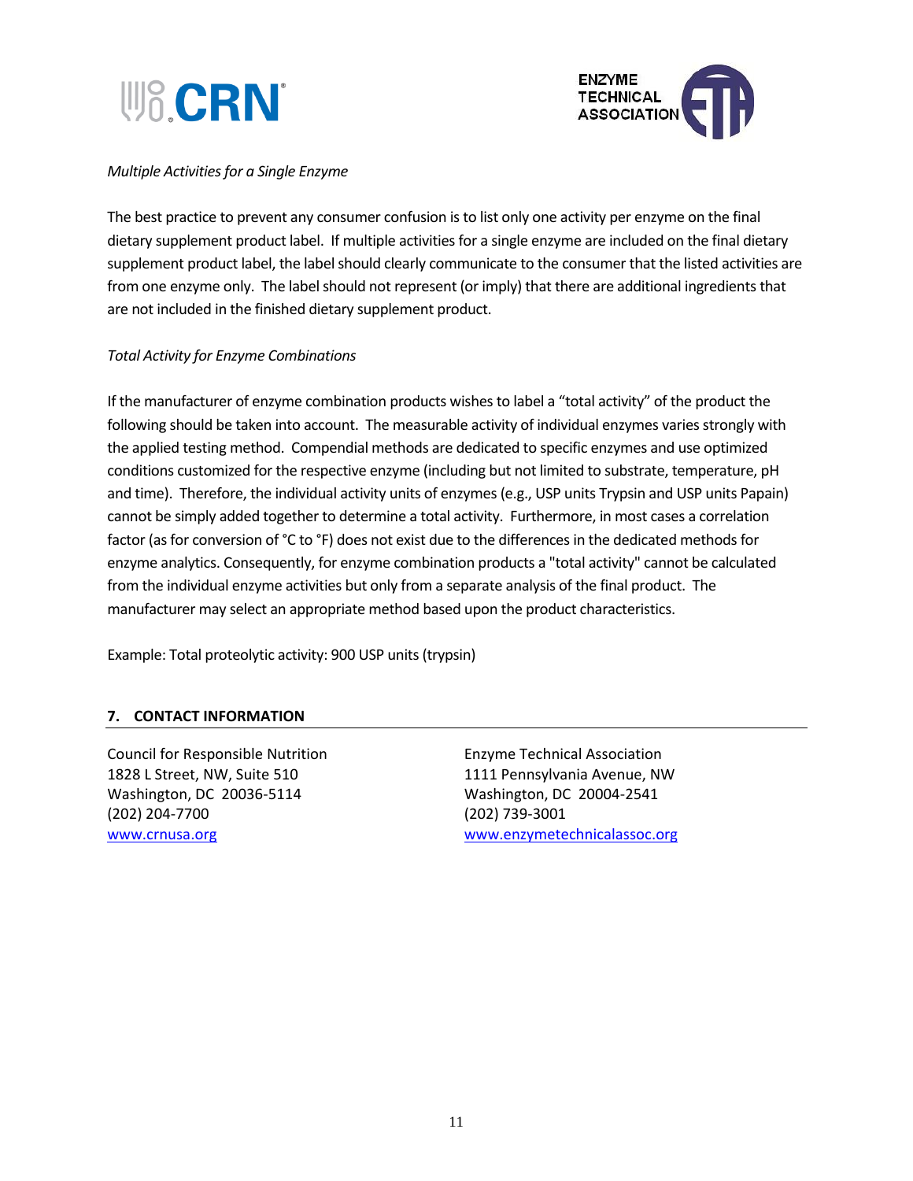*Multiple Activities for a Single Enzyme*

The best practice to prevent any consumer confusion is to list only one activity per enzyme on the final dietary supplement product label. If multiple activities for a single enzyme are included on the final dietary supplement product label, the label should clearly communicate to the consumer that the listed activities are from one enzyme only. The label should not represent (or imply) that there are additional ingredients that are not included in the finished dietary supplement product.

*Total Activity for Enzyme Combinations*

If the manufacturer of enzyme combination products wishes to label a "total activity" of the product the following should be taken into account. The measurable activity of individual enzymes varies strongly with the applied testing method. Compendial methods are dedicated to specific enzymes and use optimized conditions customized for the respective enzyme (including but not limited to substrate, temperature, pH and time). Therefore, the individual activity units of enzymes (e.g., USP units Trypsin and USP units Papain) cannot be simply added together to determine a total activity. Furthermore, in most cases a correlation factor (as for conversion of °C to °F) does not exist due to the differences in the dedicated methods for enzyme analytics. Consequently, for enzyme combination products a "total activity" cannot be calculated from the individual enzyme activities but only from a separate analysis of the final product. The manufacturer may select an appropriate method based upon the product characteristics.

Example: Total proteolytic activity: 900 USP units (trypsin)

## 7. CONTACT INFORMATION

Council for Responsible Nutrition
1828 L Street, NW, Suite 510
Washington, DC 20036-5114
(202) 204-7700
www.crnusa.org

Enzyme Technical Association
1111 Pennsylvania Avenue, NW
Washington, DC 20004-2541
(202) 739-3001
www.enzymetechnicalassoc.org